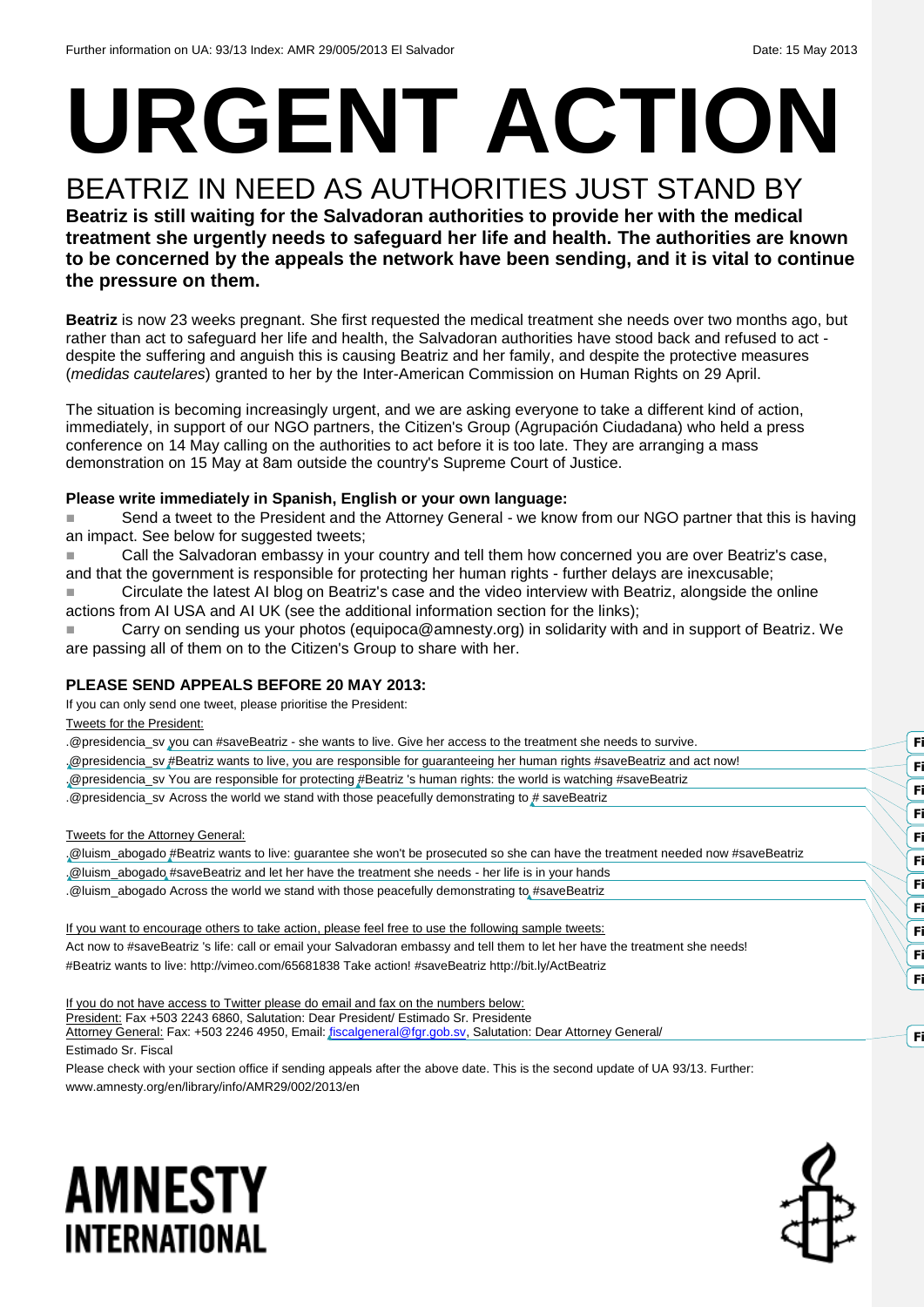Further information on UA: 93/13 Index: AMR 29/005/2013 El Salvador Date: 15 May 2013

# URGENT ACTION

## BEATRIZ IN NEED AS AUTHORITIES JUST STAND BY

**Beatriz is still waiting for the Salvadoran authorities to provide her with the medical treatment she urgently needs to safeguard her life and health. The authorities are known to be concerned by the appeals the network have been sending, and it is vital to continue the pressure on them.**

**Beatriz** is now 23 weeks pregnant. She first requested the medical treatment she needs over two months ago, but rather than act to safeguard her life and health, the Salvadoran authorities have stood back and refused to act - despite the suffering and anguish this is causing Beatriz and her family, and despite the protective measures (*medidas cautelares*) granted to her by the Inter-American Commission on Human Rights on 29 April.

The situation is becoming increasingly urgent, and we are asking everyone to take a different kind of action, immediately, in support of our NGO partners, the Citizen's Group (Agrupación Ciudadana) who held a press conference on 14 May calling on the authorities to act before it is too late. They are arranging a mass demonstration on 15 May at 8am outside the country's Supreme Court of Justice.

**Please write immediately in Spanish, English or your own language:**

- Send a tweet to the President and the Attorney General - we know from our NGO partner that this is having an impact. See below for suggested tweets;
- Call the Salvadoran embassy in your country and tell them how concerned you are over Beatriz's case, and that the government is responsible for protecting her human rights - further delays are inexcusable;
- Circulate the latest AI blog on Beatriz's case and the video interview with Beatriz, alongside the online actions from AI USA and AI UK (see the additional information section for the links);
- Carry on sending us your photos (equipoca@amnesty.org) in solidarity with and in support of Beatriz. We are passing all of them on to the Citizen's Group to share with her.

**PLEASE SEND APPEALS BEFORE 20 MAY 2013:**

If you can only send one tweet, please prioritise the President:

Tweets for the President:

.@presidencia_sv you can #saveBeatriz - she wants to live. Give her access to the treatment she needs to survive.

.@presidencia_sv #Beatriz wants to live, you are responsible for guaranteeing her human rights #saveBeatriz and act now!

.@presidencia_sv You are responsible for protecting #Beatriz 's human rights: the world is watching #saveBeatriz

.@presidencia_sv Across the world we stand with those peacefully demonstrating to # saveBeatriz

Tweets for the Attorney General:

.@luism_abogado #Beatriz wants to live: guarantee she won't be prosecuted so she can have the treatment needed now #saveBeatriz

.@luism_abogado #saveBeatriz and let her have the treatment she needs - her life is in your hands

.@luism_abogado Across the world we stand with those peacefully demonstrating to #saveBeatriz

If you want to encourage others to take action, please feel free to use the following sample tweets:

Act now to #saveBeatriz 's life: call or email your Salvadoran embassy and tell them to let her have the treatment she needs!

#Beatriz wants to live: http://vimeo.com/65681838 Take action! #saveBeatriz http://bit.ly/ActBeatriz

If you do not have access to Twitter please do email and fax on the numbers below:

President: Fax +503 2243 6860, Salutation: Dear President/ Estimado Sr. Presidente

Attorney General: Fax: +503 2246 4950, Email: fiscalgeneral@fgr.gob.sv, Salutation: Dear Attorney General/ Estimado Sr. Fiscal

Please check with your section office if sending appeals after the above date. This is the second update of UA 93/13. Further: www.amnesty.org/en/library/info/AMR29/002/2013/en

AMNESTY INTERNATIONAL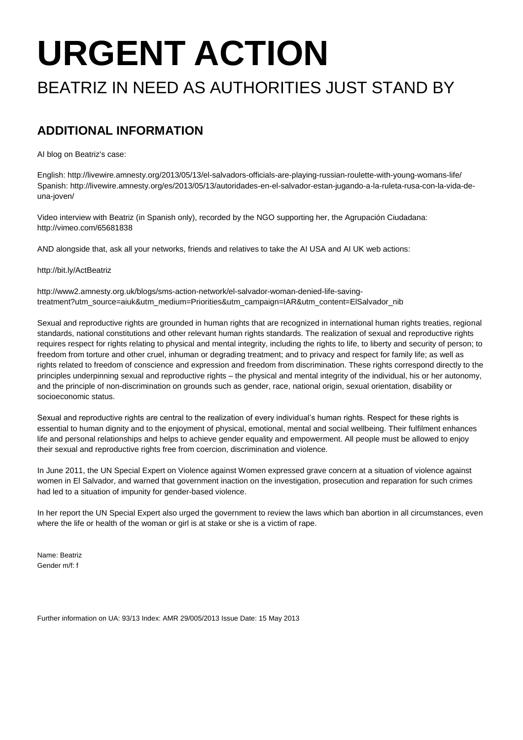# URGENT ACTION

## BEATRIZ IN NEED AS AUTHORITIES JUST STAND BY

### ADDITIONAL INFORMATION

AI blog on Beatriz's case:

English: http://livewire.amnesty.org/2013/05/13/el-salvadors-officials-are-playing-russian-roulette-with-young-womans-life/
Spanish: http://livewire.amnesty.org/es/2013/05/13/autoridades-en-el-salvador-estan-jugando-a-la-ruleta-rusa-con-la-vida-de-una-joven/

Video interview with Beatriz (in Spanish only), recorded by the NGO supporting her, the Agrupación Ciudadana: http://vimeo.com/65681838

AND alongside that, ask all your networks, friends and relatives to take the AI USA and AI UK web actions:

http://bit.ly/ActBeatriz

http://www2.amnesty.org.uk/blogs/sms-action-network/el-salvador-woman-denied-life-saving-treatment?utm_source=aiuk&utm_medium=Priorities&utm_campaign=IAR&utm_content=ElSalvador_nib

Sexual and reproductive rights are grounded in human rights that are recognized in international human rights treaties, regional standards, national constitutions and other relevant human rights standards. The realization of sexual and reproductive rights requires respect for rights relating to physical and mental integrity, including the rights to life, to liberty and security of person; to freedom from torture and other cruel, inhuman or degrading treatment; and to privacy and respect for family life; as well as rights related to freedom of conscience and expression and freedom from discrimination. These rights correspond directly to the principles underpinning sexual and reproductive rights – the physical and mental integrity of the individual, his or her autonomy, and the principle of non-discrimination on grounds such as gender, race, national origin, sexual orientation, disability or socioeconomic status.

Sexual and reproductive rights are central to the realization of every individual's human rights. Respect for these rights is essential to human dignity and to the enjoyment of physical, emotional, mental and social wellbeing. Their fulfilment enhances life and personal relationships and helps to achieve gender equality and empowerment. All people must be allowed to enjoy their sexual and reproductive rights free from coercion, discrimination and violence.

In June 2011, the UN Special Expert on Violence against Women expressed grave concern at a situation of violence against women in El Salvador, and warned that government inaction on the investigation, prosecution and reparation for such crimes had led to a situation of impunity for gender-based violence.

In her report the UN Special Expert also urged the government to review the laws which ban abortion in all circumstances, even where the life or health of the woman or girl is at stake or she is a victim of rape.

Name: Beatriz
Gender m/f: f

Further information on UA: 93/13 Index: AMR 29/005/2013 Issue Date: 15 May 2013